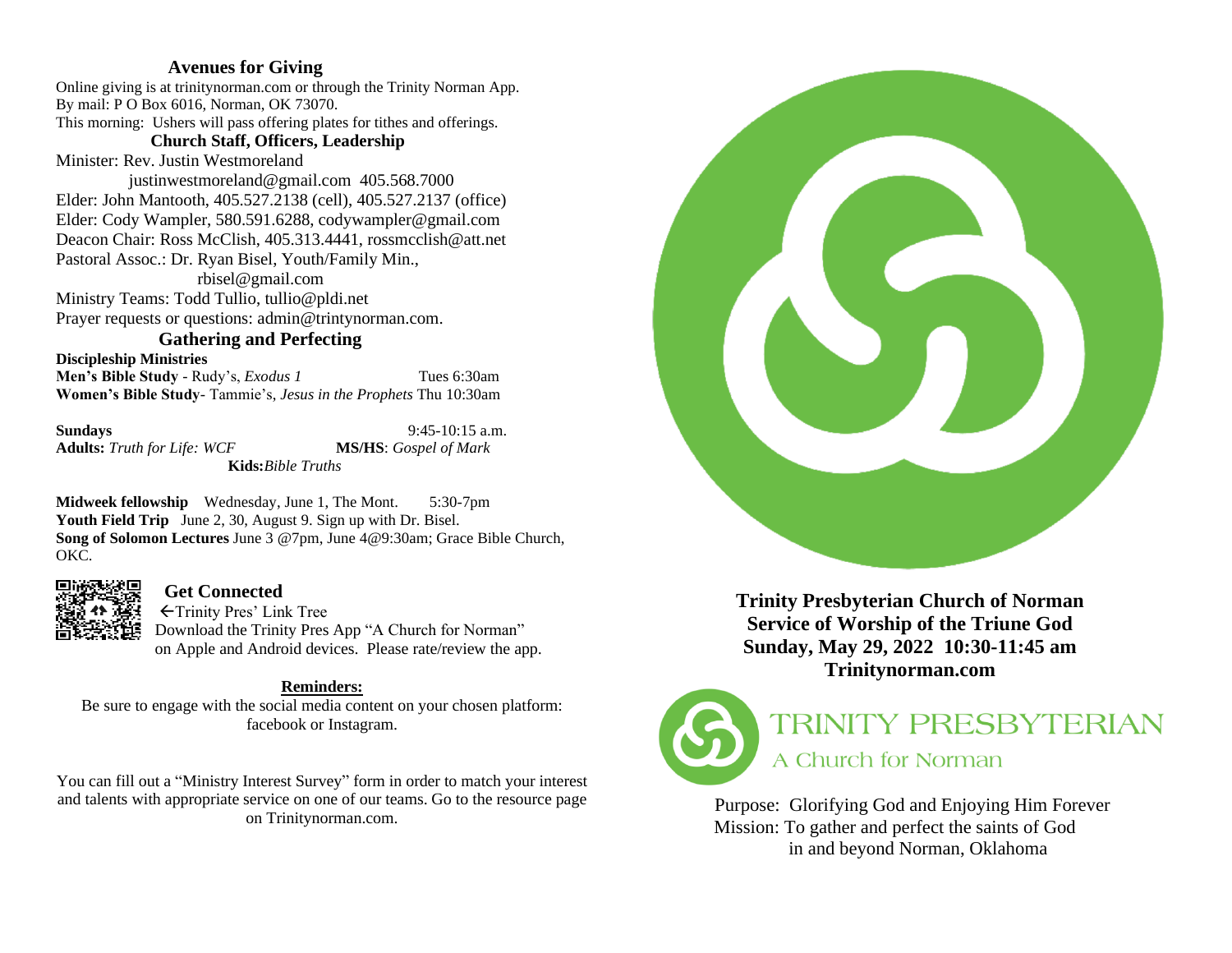## Avenues for Giving

Online giving is at trinitynorman.com or through the Trinity Norman App.
By mail: P O Box 6016, Norman, OK 73070.
This morning: Ushers will pass offering plates for tithes and offerings.

## Church Staff, Officers, Leadership

Minister: Rev. Justin Westmoreland
justinwestmoreland@gmail.com 405.568.7000
Elder: John Mantooth, 405.527.2138 (cell), 405.527.2137 (office)
Elder: Cody Wampler, 580.591.6288, codywampler@gmail.com
Deacon Chair: Ross McClish, 405.313.4441, rossmcclish@att.net
Pastoral Assoc.: Dr. Ryan Bisel, Youth/Family Min.,
rbisel@gmail.com
Ministry Teams: Todd Tullio, tullio@pldi.net
Prayer requests or questions: admin@trintynorman.com.

## Gathering and Perfecting

**Discipleship Ministries**
**Men's Bible Study** - Rudy's, *Exodus 1* Tues 6:30am
**Women's Bible Study**- Tammie's, *Jesus in the Prophets* Thu 10:30am

**Sundays** 9:45-10:15 a.m.
**Adults:** *Truth for Life: WCF* **MS/HS**: *Gospel of Mark*
**Kids:** *Bible Truths*

**Midweek fellowship** Wednesday, June 1, The Mont. 5:30-7pm
**Youth Field Trip** June 2, 30, August 9. Sign up with Dr. Bisel.
**Song of Solomon Lectures** June 3 @7pm, June 4@9:30am; Grace Bible Church, OKC.

## Get Connected

←Trinity Pres' Link Tree
Download the Trinity Pres App "A Church for Norman" on Apple and Android devices. Please rate/review the app.

**Reminders:**

Be sure to engage with the social media content on your chosen platform: facebook or Instagram.

You can fill out a "Ministry Interest Survey" form in order to match your interest and talents with appropriate service on one of our teams. Go to the resource page on Trinitynorman.com.

**Trinity Presbyterian Church of Norman**
**Service of Worship of the Triune God**
**Sunday, May 29, 2022 10:30-11:45 am**
**Trinitynorman.com**

TRINITY PRESBYTERIAN
A Church for Norman

Purpose: Glorifying God and Enjoying Him Forever
Mission: To gather and perfect the saints of God in and beyond Norman, Oklahoma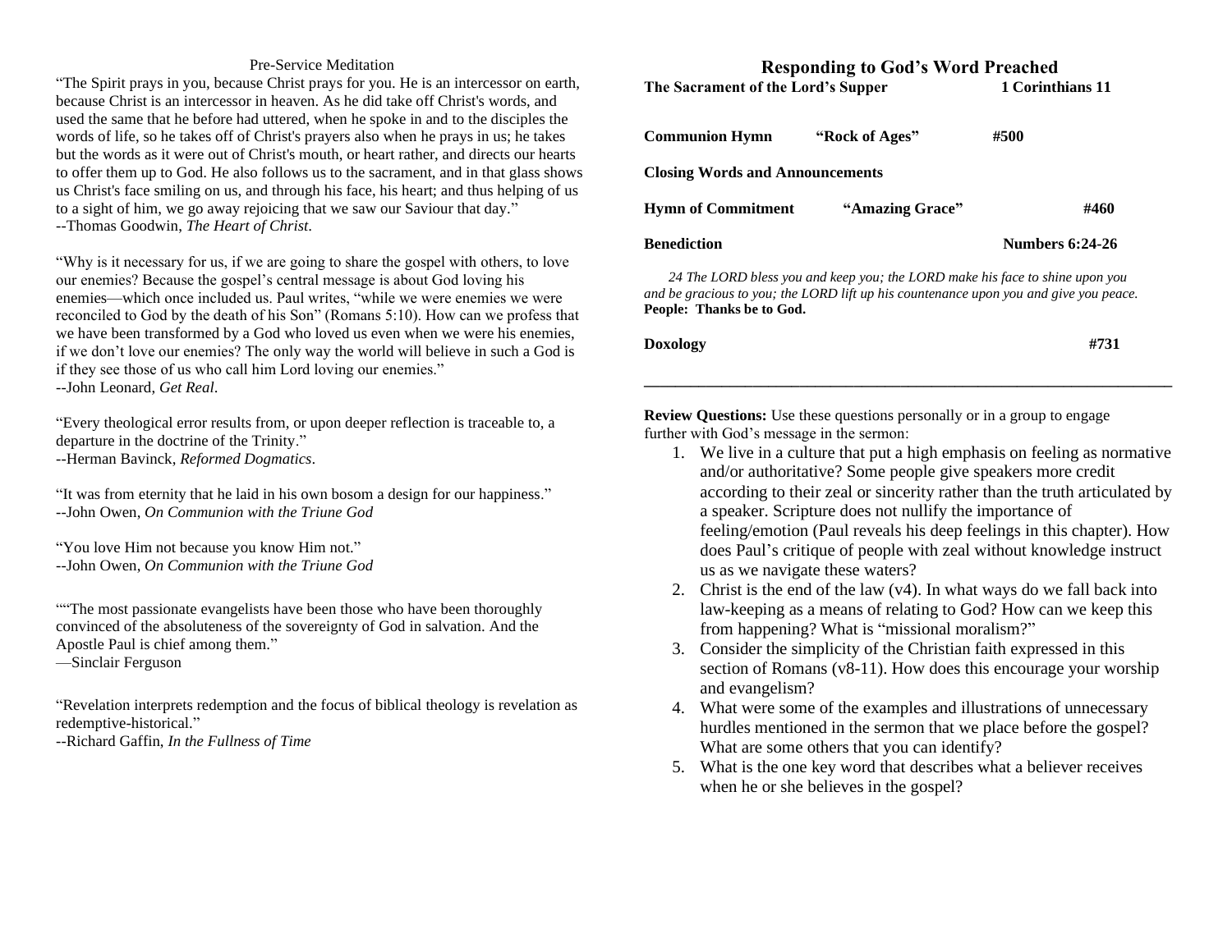Pre-Service Meditation

"The Spirit prays in you, because Christ prays for you. He is an intercessor on earth, because Christ is an intercessor in heaven. As he did take off Christ's words, and used the same that he before had uttered, when he spoke in and to the disciples the words of life, so he takes off of Christ's prayers also when he prays in us; he takes but the words as it were out of Christ's mouth, or heart rather, and directs our hearts to offer them up to God. He also follows us to the sacrament, and in that glass shows us Christ's face smiling on us, and through his face, his heart; and thus helping of us to a sight of him, we go away rejoicing that we saw our Saviour that day."
--Thomas Goodwin, *The Heart of Christ*.

"Why is it necessary for us, if we are going to share the gospel with others, to love our enemies? Because the gospel's central message is about God loving his enemies—which once included us. Paul writes, "while we were enemies we were reconciled to God by the death of his Son" (Romans 5:10). How can we profess that we have been transformed by a God who loved us even when we were his enemies, if we don't love our enemies? The only way the world will believe in such a God is if they see those of us who call him Lord loving our enemies."
--John Leonard, *Get Real*.

"Every theological error results from, or upon deeper reflection is traceable to, a departure in the doctrine of the Trinity."
--Herman Bavinck, *Reformed Dogmatics*.

"It was from eternity that he laid in his own bosom a design for our happiness."
--John Owen, *On Communion with the Triune God*

"You love Him not because you know Him not."
--John Owen, *On Communion with the Triune God*

""The most passionate evangelists have been those who have been thoroughly convinced of the absoluteness of the sovereignty of God in salvation. And the Apostle Paul is chief among them."
—Sinclair Ferguson

"Revelation interprets redemption and the focus of biblical theology is revelation as redemptive-historical."
--Richard Gaffin, *In the Fullness of Time*

## Responding to God's Word Preached

**The Sacrament of the Lord's Supper** **1 Corinthians 11**

**Communion Hymn** **"Rock of Ages"** **#500**

**Closing Words and Announcements**

**Hymn of Commitment** **"Amazing Grace"** **#460**

**Benediction** **Numbers 6:24-26**

*24 The LORD bless you and keep you; the LORD make his face to shine upon you and be gracious to you; the LORD lift up his countenance upon you and give you peace.*
**People: Thanks be to God.**

**Doxology** **#731**

---

**Review Questions:** Use these questions personally or in a group to engage further with God's message in the sermon:

1. We live in a culture that put a high emphasis on feeling as normative and/or authoritative? Some people give speakers more credit according to their zeal or sincerity rather than the truth articulated by a speaker. Scripture does not nullify the importance of feeling/emotion (Paul reveals his deep feelings in this chapter). How does Paul's critique of people with zeal without knowledge instruct us as we navigate these waters?
2. Christ is the end of the law (v4). In what ways do we fall back into law-keeping as a means of relating to God? How can we keep this from happening? What is "missional moralism?"
3. Consider the simplicity of the Christian faith expressed in this section of Romans (v8-11). How does this encourage your worship and evangelism?
4. What were some of the examples and illustrations of unnecessary hurdles mentioned in the sermon that we place before the gospel? What are some others that you can identify?
5. What is the one key word that describes what a believer receives when he or she believes in the gospel?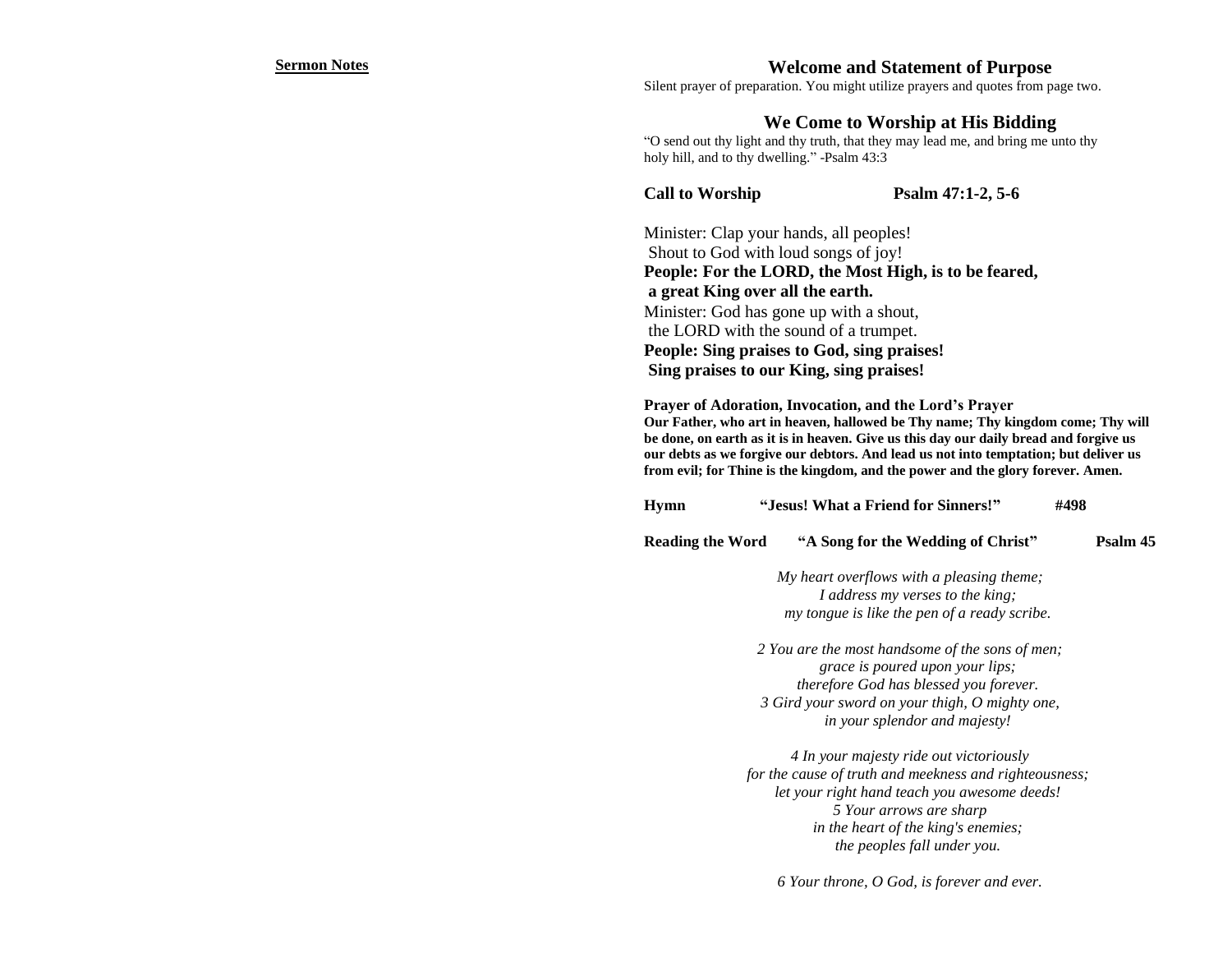**Sermon Notes**

## Welcome and Statement of Purpose

Silent prayer of preparation. You might utilize prayers and quotes from page two.

## We Come to Worship at His Bidding

"O send out thy light and thy truth, that they may lead me, and bring me unto thy holy hill, and to thy dwelling." -Psalm 43:3

**Call to Worship** **Psalm 47:1-2, 5-6**

Minister: Clap your hands, all peoples!
Shout to God with loud songs of joy!
**People: For the LORD, the Most High, is to be feared,**
**a great King over all the earth.**
Minister: God has gone up with a shout,
the LORD with the sound of a trumpet.
**People: Sing praises to God, sing praises!**
**Sing praises to our King, sing praises!**

**Prayer of Adoration, Invocation, and the Lord's Prayer**
**Our Father, who art in heaven, hallowed be Thy name; Thy kingdom come; Thy will be done, on earth as it is in heaven. Give us this day our daily bread and forgive us our debts as we forgive our debtors. And lead us not into temptation; but deliver us from evil; for Thine is the kingdom, and the power and the glory forever. Amen.**

**Hymn** **"Jesus! What a Friend for Sinners!"** **#498**

**Reading the Word** **"A Song for the Wedding of Christ"** **Psalm 45**

*My heart overflows with a pleasing theme;*
*I address my verses to the king;*
*my tongue is like the pen of a ready scribe.*

*2 You are the most handsome of the sons of men;*
*grace is poured upon your lips;*
*therefore God has blessed you forever.*
*3 Gird your sword on your thigh, O mighty one,*
*in your splendor and majesty!*

*4 In your majesty ride out victoriously*
*for the cause of truth and meekness and righteousness;*
*let your right hand teach you awesome deeds!*
*5 Your arrows are sharp*
*in the heart of the king's enemies;*
*the peoples fall under you.*

*6 Your throne, O God, is forever and ever.*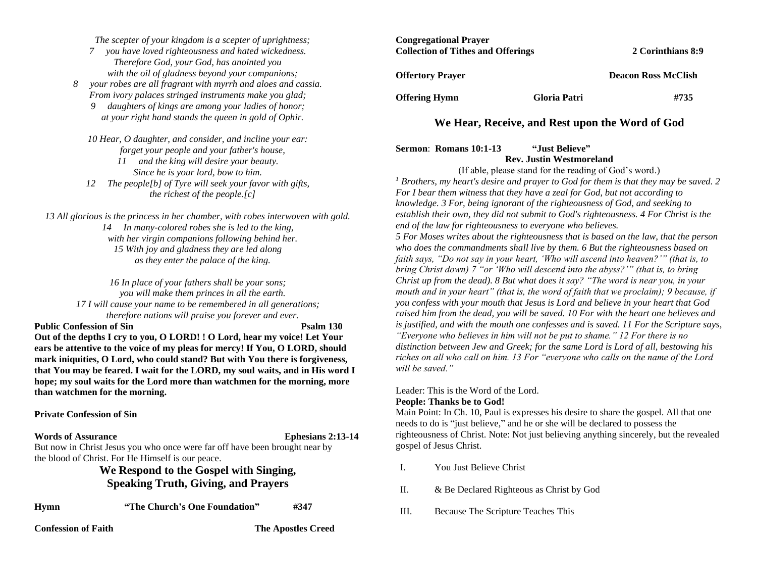*The scepter of your kingdom is a scepter of uprightness;*
*7 you have loved righteousness and hated wickedness.*
*Therefore God, your God, has anointed you*
*with the oil of gladness beyond your companions;*
*8 your robes are all fragrant with myrrh and aloes and cassia.*
*From ivory palaces stringed instruments make you glad;*
*9 daughters of kings are among your ladies of honor;*
*at your right hand stands the queen in gold of Ophir.*

*10 Hear, O daughter, and consider, and incline your ear:*
*forget your people and your father's house,*
*11 and the king will desire your beauty.*
*Since he is your lord, bow to him.*
*12 The people[b] of Tyre will seek your favor with gifts,*
*the richest of the people.[c]*

*13 All glorious is the princess in her chamber, with robes interwoven with gold.*
*14 In many-colored robes she is led to the king,*
*with her virgin companions following behind her.*
*15 With joy and gladness they are led along*
*as they enter the palace of the king.*

*16 In place of your fathers shall be your sons;*
*you will make them princes in all the earth.*
*17 I will cause your name to be remembered in all generations;*
*therefore nations will praise you forever and ever.*

**Public Confession of Sin** **Psalm 130**

**Out of the depths I cry to you, O LORD! ! O Lord, hear my voice! Let Your ears be attentive to the voice of my pleas for mercy! If You, O LORD, should mark iniquities, O Lord, who could stand? But with You there is forgiveness, that You may be feared. I wait for the LORD, my soul waits, and in His word I hope; my soul waits for the Lord more than watchmen for the morning, more than watchmen for the morning.**

**Private Confession of Sin**

**Words of Assurance** **Ephesians 2:13-14**

But now in Christ Jesus you who once were far off have been brought near by the blood of Christ. For He Himself is our peace.

## We Respond to the Gospel with Singing, Speaking Truth, Giving, and Prayers

**Hymn** **"The Church's One Foundation"** **#347**

**Confession of Faith** **The Apostles Creed**

**Congregational Prayer**

**Collection of Tithes and Offerings** **2 Corinthians 8:9**

**Offertory Prayer** **Deacon Ross McClish**

**Offering Hymn** **Gloria Patri** **#735**

## We Hear, Receive, and Rest upon the Word of God

**Sermon**: **Romans 10:1-13** **"Just Believe"**
**Rev. Justin Westmoreland**

(If able, please stand for the reading of God's word.)

*1 Brothers, my heart's desire and prayer to God for them is that they may be saved. 2 For I bear them witness that they have a zeal for God, but not according to knowledge. 3 For, being ignorant of the righteousness of God, and seeking to establish their own, they did not submit to God's righteousness. 4 For Christ is the end of the law for righteousness to everyone who believes.*
*5 For Moses writes about the righteousness that is based on the law, that the person who does the commandments shall live by them. 6 But the righteousness based on faith says, "Do not say in your heart, 'Who will ascend into heaven?'" (that is, to bring Christ down) 7 "or 'Who will descend into the abyss?'" (that is, to bring Christ up from the dead). 8 But what does it say? "The word is near you, in your mouth and in your heart" (that is, the word of faith that we proclaim); 9 because, if you confess with your mouth that Jesus is Lord and believe in your heart that God raised him from the dead, you will be saved. 10 For with the heart one believes and is justified, and with the mouth one confesses and is saved. 11 For the Scripture says, "Everyone who believes in him will not be put to shame." 12 For there is no distinction between Jew and Greek; for the same Lord is Lord of all, bestowing his riches on all who call on him. 13 For "everyone who calls on the name of the Lord will be saved."*

Leader: This is the Word of the Lord.
**People: Thanks be to God!**

Main Point: In Ch. 10, Paul is expresses his desire to share the gospel. All that one needs to do is "just believe," and he or she will be declared to possess the righteousness of Christ. Note: Not just believing anything sincerely, but the revealed gospel of Jesus Christ.

I. You Just Believe Christ

II. & Be Declared Righteous as Christ by God

III. Because The Scripture Teaches This